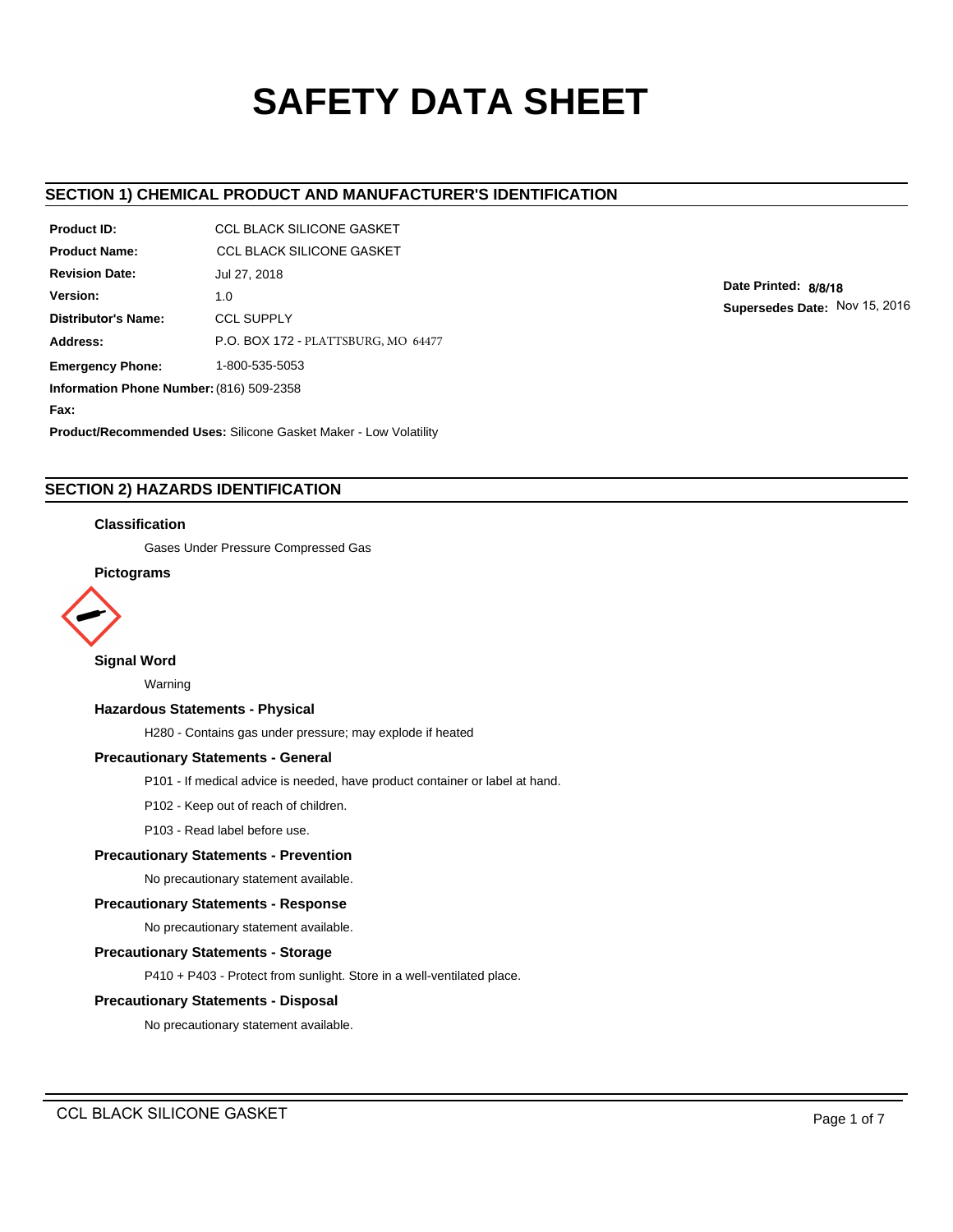# SAFETY DATA SHEET

## SECTION 1) CHEMICAL PRODUCT AND MANUFACTURER'S IDENTIFICATION

**Product ID:** CCL BLACK SILICONE GASKET

**Product Name:** CCL BLACK SILICONE GASKET

**Revision Date:** Jul 27, 2018

**Version:** 1.0

**Distributor's Name:** CCL SUPPLY

**Address:** P.O. BOX 172 - PLATTSBURG, MO 64477

**Emergency Phone:** 1-800-535-5053

**Information Phone Number:** (816) 509-2358

**Fax:**

**Product/Recommended Uses:** Silicone Gasket Maker - Low Volatility

**Date Printed:** 8/8/18

**Supersedes Date:** Nov 15, 2016

## SECTION 2) HAZARDS IDENTIFICATION

### Classification

Gases Under Pressure Compressed Gas

### Pictograms

### Signal Word

Warning

### Hazardous Statements - Physical

H280 - Contains gas under pressure; may explode if heated

### Precautionary Statements - General

P101 - If medical advice is needed, have product container or label at hand.

P102 - Keep out of reach of children.

P103 - Read label before use.

### Precautionary Statements - Prevention

No precautionary statement available.

### Precautionary Statements - Response

No precautionary statement available.

### Precautionary Statements - Storage

P410 + P403 - Protect from sunlight. Store in a well-ventilated place.

### Precautionary Statements - Disposal

No precautionary statement available.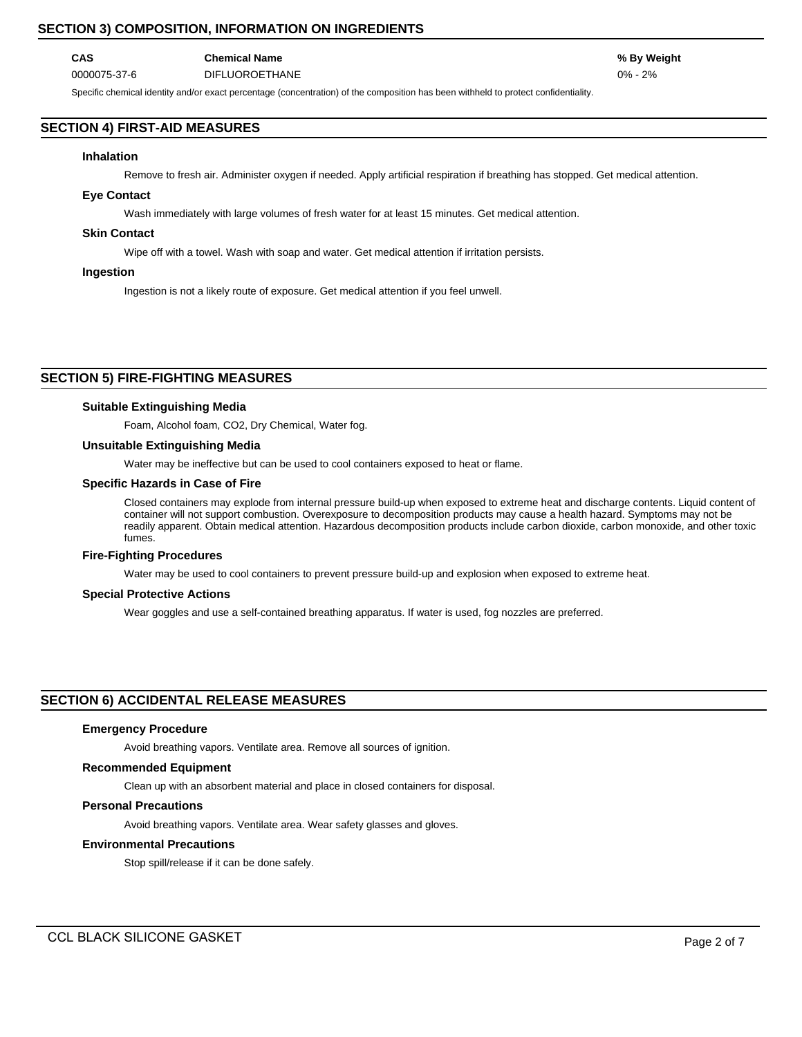## SECTION 3) COMPOSITION, INFORMATION ON INGREDIENTS

| CAS | Chemical Name | % By Weight |
|---|---|---|
| 0000075-37-6 | DIFLUOROETHANE | 0% - 2% |

Specific chemical identity and/or exact percentage (concentration) of the composition has been withheld to protect confidentiality.

## SECTION 4) FIRST-AID MEASURES

### Inhalation

Remove to fresh air. Administer oxygen if needed. Apply artificial respiration if breathing has stopped. Get medical attention.

### Eye Contact

Wash immediately with large volumes of fresh water for at least 15 minutes. Get medical attention.

### Skin Contact

Wipe off with a towel. Wash with soap and water. Get medical attention if irritation persists.

### Ingestion

Ingestion is not a likely route of exposure. Get medical attention if you feel unwell.

## SECTION 5) FIRE-FIGHTING MEASURES

### Suitable Extinguishing Media

Foam, Alcohol foam, CO2, Dry Chemical, Water fog.

### Unsuitable Extinguishing Media

Water may be ineffective but can be used to cool containers exposed to heat or flame.

### Specific Hazards in Case of Fire

Closed containers may explode from internal pressure build-up when exposed to extreme heat and discharge contents. Liquid content of container will not support combustion. Overexposure to decomposition products may cause a health hazard. Symptoms may not be readily apparent. Obtain medical attention. Hazardous decomposition products include carbon dioxide, carbon monoxide, and other toxic fumes.

### Fire-Fighting Procedures

Water may be used to cool containers to prevent pressure build-up and explosion when exposed to extreme heat.

### Special Protective Actions

Wear goggles and use a self-contained breathing apparatus. If water is used, fog nozzles are preferred.

## SECTION 6) ACCIDENTAL RELEASE MEASURES

### Emergency Procedure

Avoid breathing vapors. Ventilate area. Remove all sources of ignition.

### Recommended Equipment

Clean up with an absorbent material and place in closed containers for disposal.

### Personal Precautions

Avoid breathing vapors. Ventilate area. Wear safety glasses and gloves.

### Environmental Precautions

Stop spill/release if it can be done safely.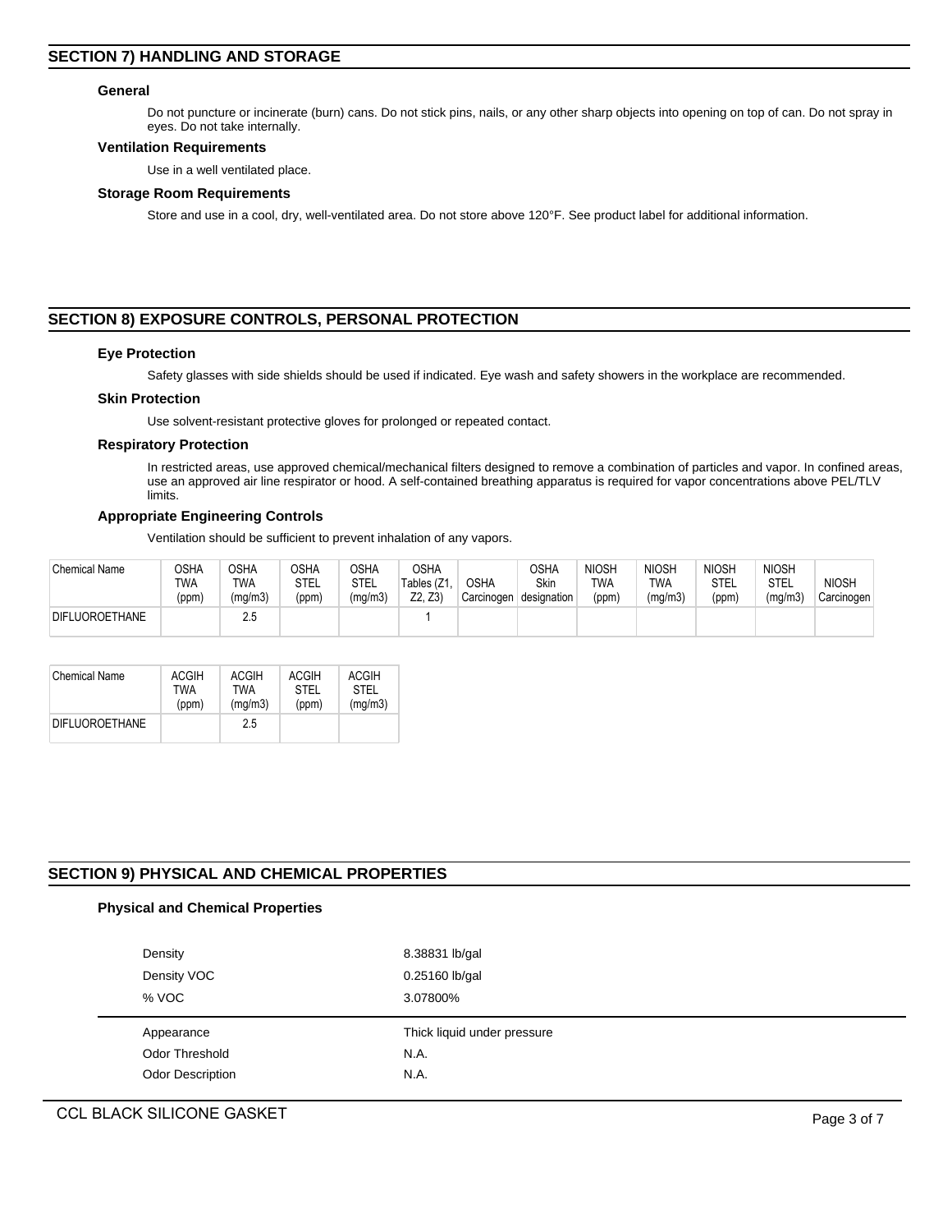## SECTION 7) HANDLING AND STORAGE

### General

Do not puncture or incinerate (burn) cans. Do not stick pins, nails, or any other sharp objects into opening on top of can. Do not spray in eyes. Do not take internally.

### Ventilation Requirements

Use in a well ventilated place.

### Storage Room Requirements

Store and use in a cool, dry, well-ventilated area. Do not store above 120°F. See product label for additional information.

## SECTION 8) EXPOSURE CONTROLS, PERSONAL PROTECTION

### Eye Protection

Safety glasses with side shields should be used if indicated. Eye wash and safety showers in the workplace are recommended.

### Skin Protection

Use solvent-resistant protective gloves for prolonged or repeated contact.

### Respiratory Protection

In restricted areas, use approved chemical/mechanical filters designed to remove a combination of particles and vapor. In confined areas, use an approved air line respirator or hood. A self-contained breathing apparatus is required for vapor concentrations above PEL/TLV limits.

### Appropriate Engineering Controls

Ventilation should be sufficient to prevent inhalation of any vapors.

| Chemical Name | OSHA TWA (ppm) | OSHA TWA (mg/m3) | OSHA STEL (ppm) | OSHA STEL (mg/m3) | OSHA Tables (Z1, Z2, Z3) | OSHA Carcinogen | OSHA Skin designation | NIOSH TWA (ppm) | NIOSH TWA (mg/m3) | NIOSH STEL (ppm) | NIOSH STEL (mg/m3) | NIOSH Carcinogen |
|---|---|---|---|---|---|---|---|---|---|---|---|---|
| DIFLUOROETHANE | | 2.5 | | | 1 | | | | | | | |

| Chemical Name | ACGIH TWA (ppm) | ACGIH TWA (mg/m3) | ACGIH STEL (ppm) | ACGIH STEL (mg/m3) |
|---|---|---|---|---|
| DIFLUOROETHANE | | 2.5 | | |

## SECTION 9) PHYSICAL AND CHEMICAL PROPERTIES

### Physical and Chemical Properties

| | |
|---|---|
| Density | 8.38831 lb/gal |
| Density VOC | 0.25160 lb/gal |
| % VOC | 3.07800% |
| Appearance | Thick liquid under pressure |
| Odor Threshold | N.A. |
| Odor Description | N.A. |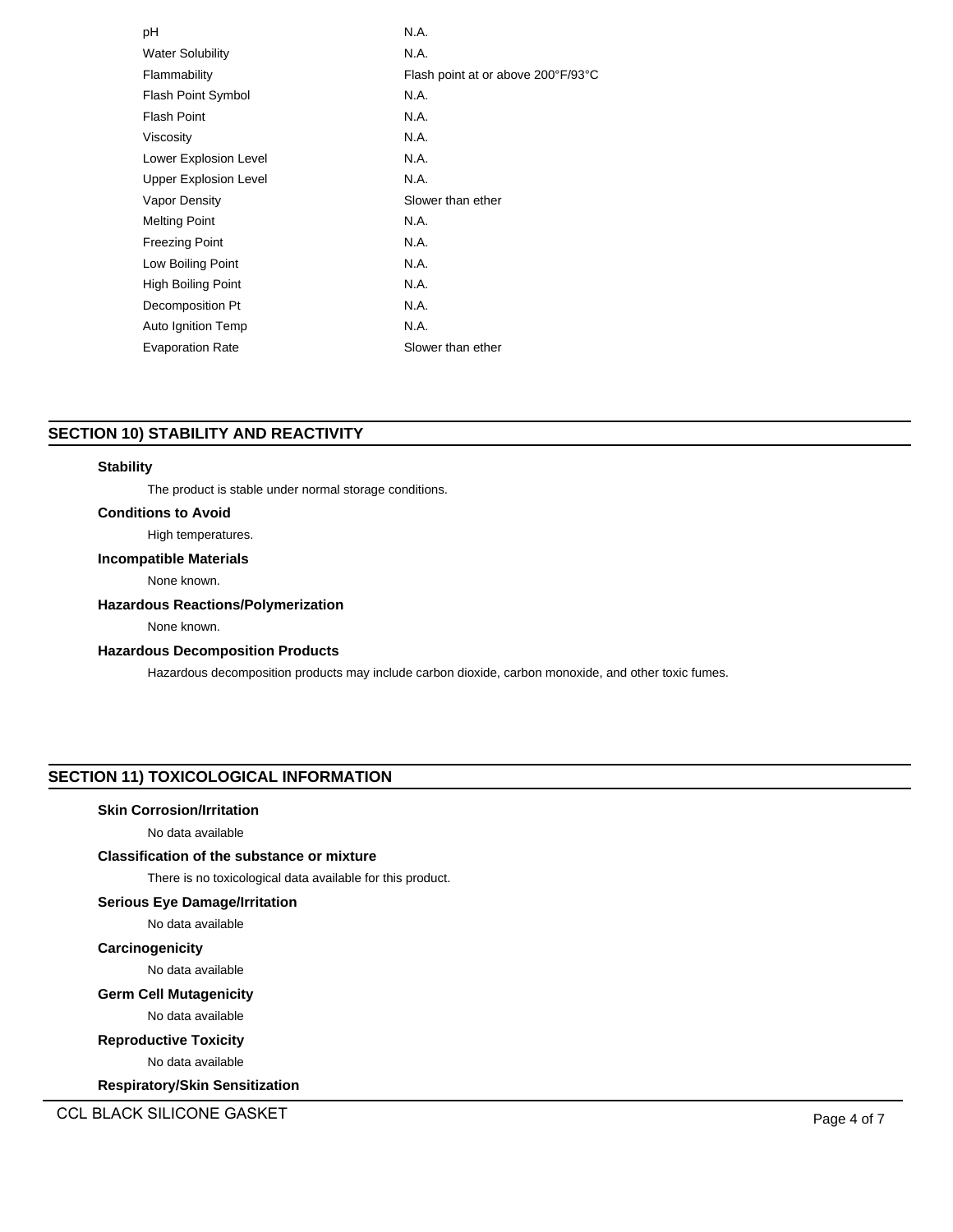| | |
|---|---|
| pH | N.A. |
| Water Solubility | N.A. |
| Flammability | Flash point at or above 200°F/93°C |
| Flash Point Symbol | N.A. |
| Flash Point | N.A. |
| Viscosity | N.A. |
| Lower Explosion Level | N.A. |
| Upper Explosion Level | N.A. |
| Vapor Density | Slower than ether |
| Melting Point | N.A. |
| Freezing Point | N.A. |
| Low Boiling Point | N.A. |
| High Boiling Point | N.A. |
| Decomposition Pt | N.A. |
| Auto Ignition Temp | N.A. |
| Evaporation Rate | Slower than ether |

## SECTION 10) STABILITY AND REACTIVITY

**Stability**

The product is stable under normal storage conditions.

**Conditions to Avoid**

High temperatures.

**Incompatible Materials**

None known.

**Hazardous Reactions/Polymerization**

None known.

**Hazardous Decomposition Products**

Hazardous decomposition products may include carbon dioxide, carbon monoxide, and other toxic fumes.

## SECTION 11) TOXICOLOGICAL INFORMATION

**Skin Corrosion/Irritation**

No data available

**Classification of the substance or mixture**

There is no toxicological data available for this product.

**Serious Eye Damage/Irritation**

No data available

**Carcinogenicity**

No data available

**Germ Cell Mutagenicity**

No data available

**Reproductive Toxicity**

No data available

**Respiratory/Skin Sensitization**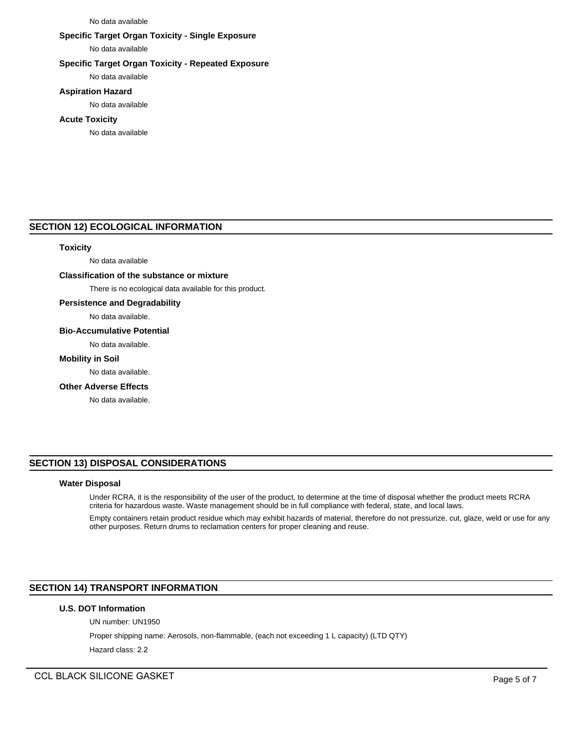No data available

### Specific Target Organ Toxicity - Single Exposure

No data available

### Specific Target Organ Toxicity - Repeated Exposure

No data available

### Aspiration Hazard

No data available

### Acute Toxicity

No data available

## SECTION 12) ECOLOGICAL INFORMATION

### Toxicity

No data available

### Classification of the substance or mixture

There is no ecological data available for this product.

### Persistence and Degradability

No data available.

### Bio-Accumulative Potential

No data available.

### Mobility in Soil

No data available.

### Other Adverse Effects

No data available.

## SECTION 13) DISPOSAL CONSIDERATIONS

### Water Disposal

Under RCRA, it is the responsibility of the user of the product, to determine at the time of disposal whether the product meets RCRA criteria for hazardous waste. Waste management should be in full compliance with federal, state, and local laws.

Empty containers retain product residue which may exhibit hazards of material, therefore do not pressurize, cut, glaze, weld or use for any other purposes. Return drums to reclamation centers for proper cleaning and reuse.

## SECTION 14) TRANSPORT INFORMATION

### U.S. DOT Information

UN number: UN1950

Proper shipping name: Aerosols, non-flammable, (each not exceeding 1 L capacity) (LTD QTY)

Hazard class: 2.2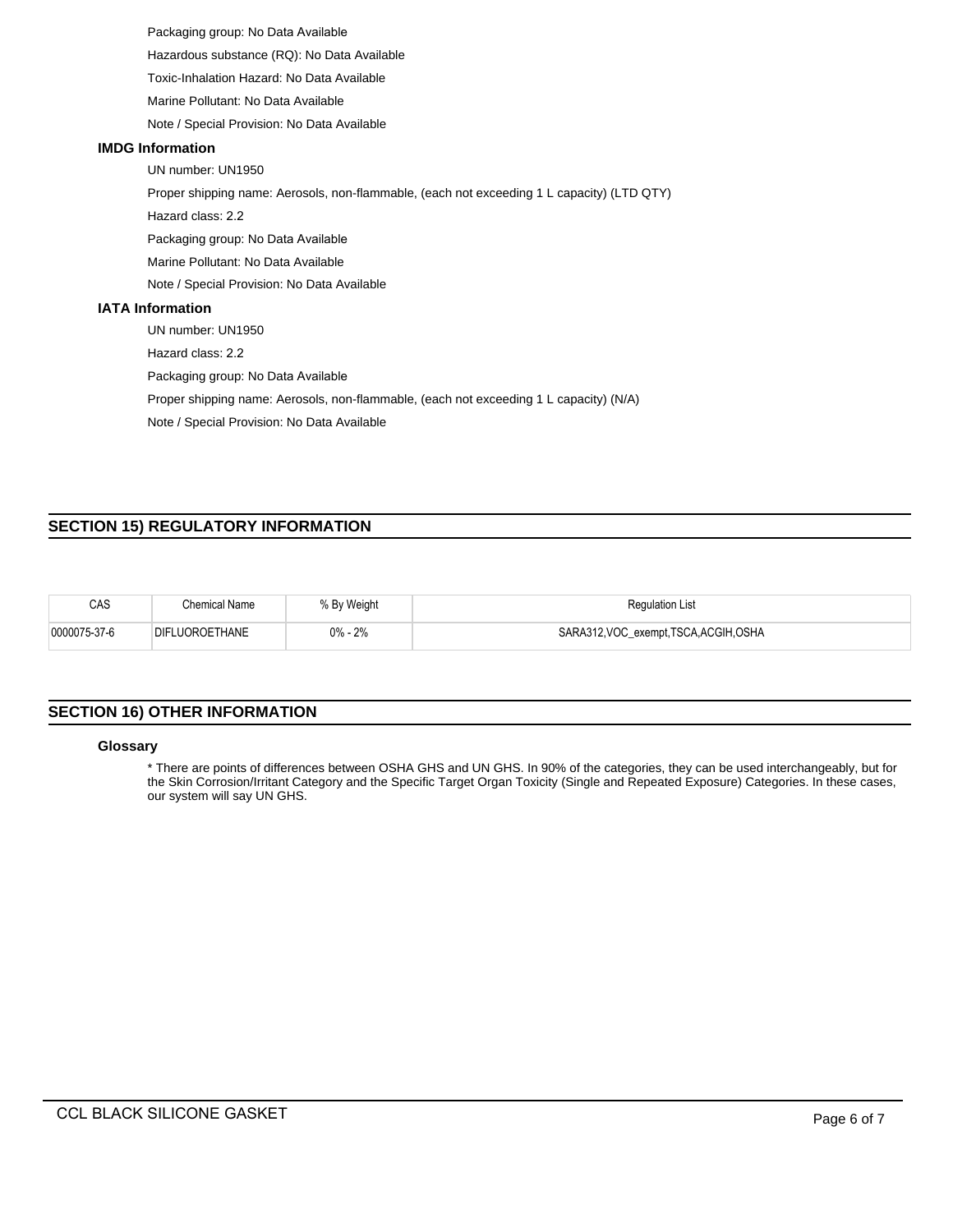Packaging group: No Data Available

Hazardous substance (RQ): No Data Available

Toxic-Inhalation Hazard: No Data Available

Marine Pollutant: No Data Available

Note / Special Provision: No Data Available

### IMDG Information

UN number: UN1950

Proper shipping name: Aerosols, non-flammable, (each not exceeding 1 L capacity) (LTD QTY)

Hazard class: 2.2

Packaging group: No Data Available

Marine Pollutant: No Data Available

Note / Special Provision: No Data Available

### IATA Information

UN number: UN1950

Hazard class: 2.2

Packaging group: No Data Available

Proper shipping name: Aerosols, non-flammable, (each not exceeding 1 L capacity) (N/A)

Note / Special Provision: No Data Available

## SECTION 15) REGULATORY INFORMATION

| CAS | Chemical Name | % By Weight | Regulation List |
|---|---|---|---|
| 0000075-37-6 | DIFLUOROETHANE | 0% - 2% | SARA312,VOC_exempt,TSCA,ACGIH,OSHA |

## SECTION 16) OTHER INFORMATION

### Glossary

* There are points of differences between OSHA GHS and UN GHS. In 90% of the categories, they can be used interchangeably, but for the Skin Corrosion/Irritant Category and the Specific Target Organ Toxicity (Single and Repeated Exposure) Categories. In these cases, our system will say UN GHS.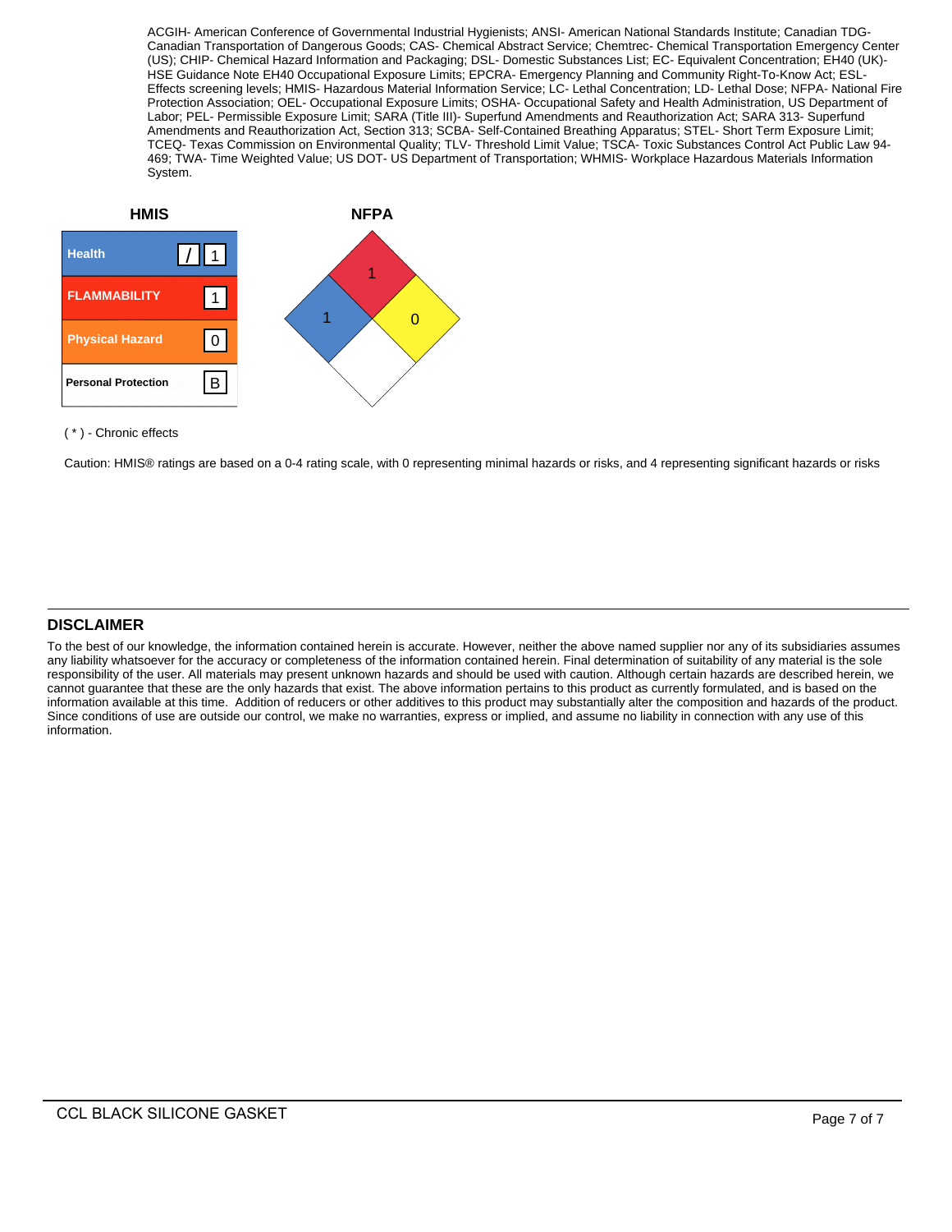ACGIH- American Conference of Governmental Industrial Hygienists; ANSI- American National Standards Institute; Canadian TDG- Canadian Transportation of Dangerous Goods; CAS- Chemical Abstract Service; Chemtrec- Chemical Transportation Emergency Center (US); CHIP- Chemical Hazard Information and Packaging; DSL- Domestic Substances List; EC- Equivalent Concentration; EH40 (UK)- HSE Guidance Note EH40 Occupational Exposure Limits; EPCRA- Emergency Planning and Community Right-To-Know Act; ESL- Effects screening levels; HMIS- Hazardous Material Information Service; LC- Lethal Concentration; LD- Lethal Dose; NFPA- National Fire Protection Association; OEL- Occupational Exposure Limits; OSHA- Occupational Safety and Health Administration, US Department of Labor; PEL- Permissible Exposure Limit; SARA (Title III)- Superfund Amendments and Reauthorization Act; SARA 313- Superfund Amendments and Reauthorization Act, Section 313; SCBA- Self-Contained Breathing Apparatus; STEL- Short Term Exposure Limit; TCEQ- Texas Commission on Environmental Quality; TLV- Threshold Limit Value; TSCA- Toxic Substances Control Act Public Law 94-469; TWA- Time Weighted Value; US DOT- US Department of Transportation; WHMIS- Workplace Hazardous Materials Information System.

**HMIS**

| | |
|---|---|
| Health | / 1 |
| FLAMMABILITY | 1 |
| Physical Hazard | 0 |
| Personal Protection | B |

**NFPA**

1

1

0

( * ) - Chronic effects

Caution: HMIS® ratings are based on a 0-4 rating scale, with 0 representing minimal hazards or risks, and 4 representing significant hazards or risks

## DISCLAIMER

To the best of our knowledge, the information contained herein is accurate. However, neither the above named supplier nor any of its subsidiaries assumes any liability whatsoever for the accuracy or completeness of the information contained herein. Final determination of suitability of any material is the sole responsibility of the user. All materials may present unknown hazards and should be used with caution. Although certain hazards are described herein, we cannot guarantee that these are the only hazards that exist. The above information pertains to this product as currently formulated, and is based on the information available at this time. Addition of reducers or other additives to this product may substantially alter the composition and hazards of the product. Since conditions of use are outside our control, we make no warranties, express or implied, and assume no liability in connection with any use of this information.